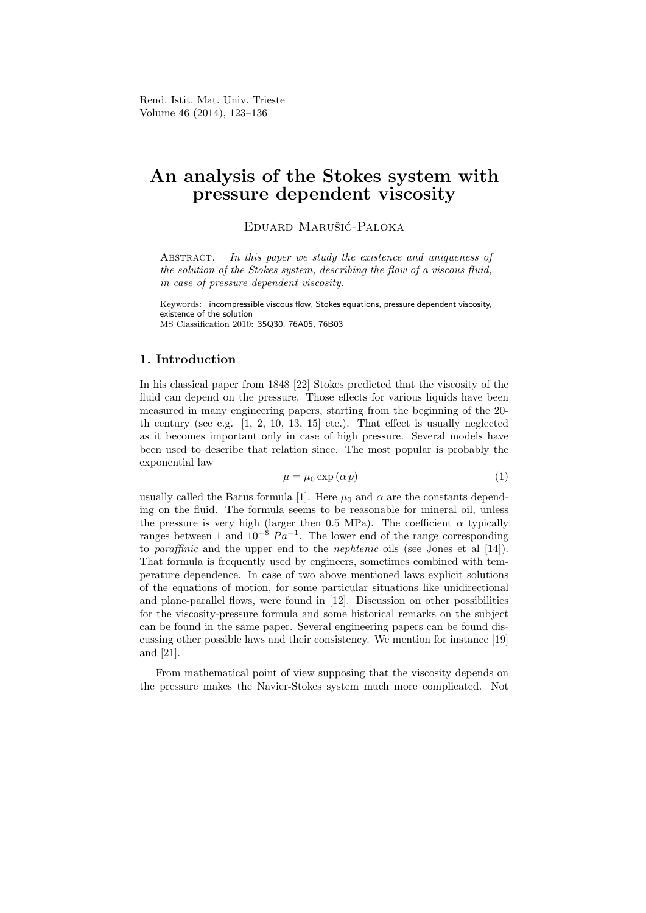# An analysis of the Stokes system with pressure dependent viscosity

Eduard Marušić-Paloka

Abstract. *In this paper we study the existence and uniqueness of the solution of the Stokes system, describing the flow of a viscous fluid, in case of pressure dependent viscosity.*

Keywords: incompressible viscous flow, Stokes equations, pressure dependent viscosity, existence of the solution
MS Classification 2010: 35Q30, 76A05, 76B03

## 1. Introduction

In his classical paper from 1848 [22] Stokes predicted that the viscosity of the fluid can depend on the pressure. Those effects for various liquids have been measured in many engineering papers, starting from the beginning of the 20-th century (see e.g. [1, 2, 10, 13, 15] etc.). That effect is usually neglected as it becomes important only in case of high pressure. Several models have been used to describe that relation since. The most popular is probably the exponential law

$$\mu = \mu_0 \exp(\alpha\, p) \tag{1}$$

usually called the Barus formula [1]. Here $\mu_0$ and $\alpha$ are the constants depending on the fluid. The formula seems to be reasonable for mineral oil, unless the pressure is very high (larger then 0.5 MPa). The coefficient $\alpha$ typically ranges between 1 and $10^{-8}\ Pa^{-1}$. The lower end of the range corresponding to *paraffinic* and the upper end to the *nephtenic* oils (see Jones et al [14]). That formula is frequently used by engineers, sometimes combined with temperature dependence. In case of two above mentioned laws explicit solutions of the equations of motion, for some particular situations like unidirectional and plane-parallel flows, were found in [12]. Discussion on other possibilities for the viscosity-pressure formula and some historical remarks on the subject can be found in the same paper. Several engineering papers can be found discussing other possible laws and their consistency. We mention for instance [19] and [21].

From mathematical point of view supposing that the viscosity depends on the pressure makes the Navier-Stokes system much more complicated. Not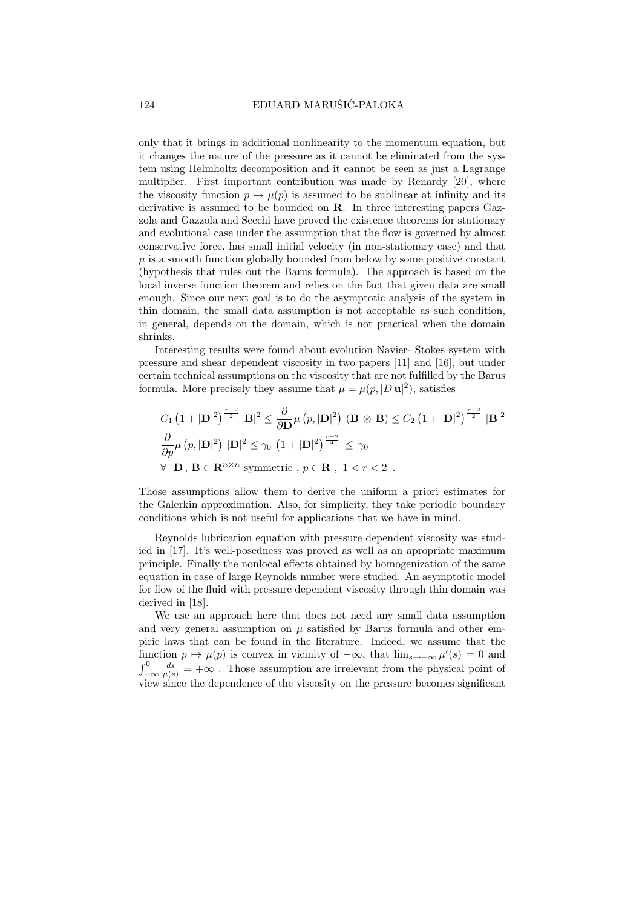only that it brings in additional nonlinearity to the momentum equation, but it changes the nature of the pressure as it cannot be eliminated from the system using Helmholtz decomposition and it cannot be seen as just a Lagrange multiplier. First important contribution was made by Renardy [20], where the viscosity function $p \mapsto \mu(p)$ is assumed to be sublinear at infinity and its derivative is assumed to be bounded on $\mathbf{R}$. In three interesting papers Gazzola and Gazzola and Secchi have proved the existence theorems for stationary and evolutional case under the assumption that the flow is governed by almost conservative force, has small initial velocity (in non-stationary case) and that $\mu$ is a smooth function globally bounded from below by some positive constant (hypothesis that rules out the Barus formula). The approach is based on the local inverse function theorem and relies on the fact that given data are small enough. Since our next goal is to do the asymptotic analysis of the system in thin domain, the small data assumption is not acceptable as such condition, in general, depends on the domain, which is not practical when the domain shrinks.

Interesting results were found about evolution Navier- Stokes system with pressure and shear dependent viscosity in two papers [11] and [16], but under certain technical assumptions on the viscosity that are not fulfilled by the Barus formula. More precisely they assume that $\mu = \mu(p, |D\,\mathbf{u}|^2)$, satisfies

$$
\begin{aligned}
& C_1 \left(1 + |\mathbf{D}|^2\right)^{\frac{r-2}{2}} |\mathbf{B}|^2 \leq \frac{\partial}{\partial \mathbf{D}} \mu\left(p, |\mathbf{D}|^2\right) \, (\mathbf{B} \otimes \mathbf{B}) \leq C_2 \left(1 + |\mathbf{D}|^2\right)^{\frac{r-2}{2}} \, |\mathbf{B}|^2 \\
& \frac{\partial}{\partial p} \mu\left(p, |\mathbf{D}|^2\right) \, |\mathbf{D}|^2 \leq \gamma_0 \, \left(1 + |\mathbf{D}|^2\right)^{\frac{r-2}{4}} \, \leq \, \gamma_0 \\
& \forall \;\; \mathbf{D} \, , \, \mathbf{B} \in \mathbf{R}^{n \times n} \text{ symmetric} \; , \; p \in \mathbf{R} \; , \; 1 < r < 2 \; .
\end{aligned}
$$

Those assumptions allow them to derive the uniform a priori estimates for the Galerkin approximation. Also, for simplicity, they take periodic boundary conditions which is not useful for applications that we have in mind.

Reynolds lubrication equation with pressure dependent viscosity was studied in [17]. It's well-posedness was proved as well as an apropriate maximum principle. Finally the nonlocal effects obtained by homogenization of the same equation in case of large Reynolds number were studied. An asymptotic model for flow of the fluid with pressure dependent viscosity through thin domain was derived in [18].

We use an approach here that does not need any small data assumption and very general assumption on $\mu$ satisfied by Barus formula and other empiric laws that can be found in the literature. Indeed, we assume that the function $p \mapsto \mu(p)$ is convex in vicinity of $-\infty$, that $\lim_{s \to -\infty} \mu'(s) = 0$ and $\int_{-\infty}^{0} \frac{ds}{\mu(s)} = +\infty$ . Those assumption are irrelevant from the physical point of view since the dependence of the viscosity on the pressure becomes significant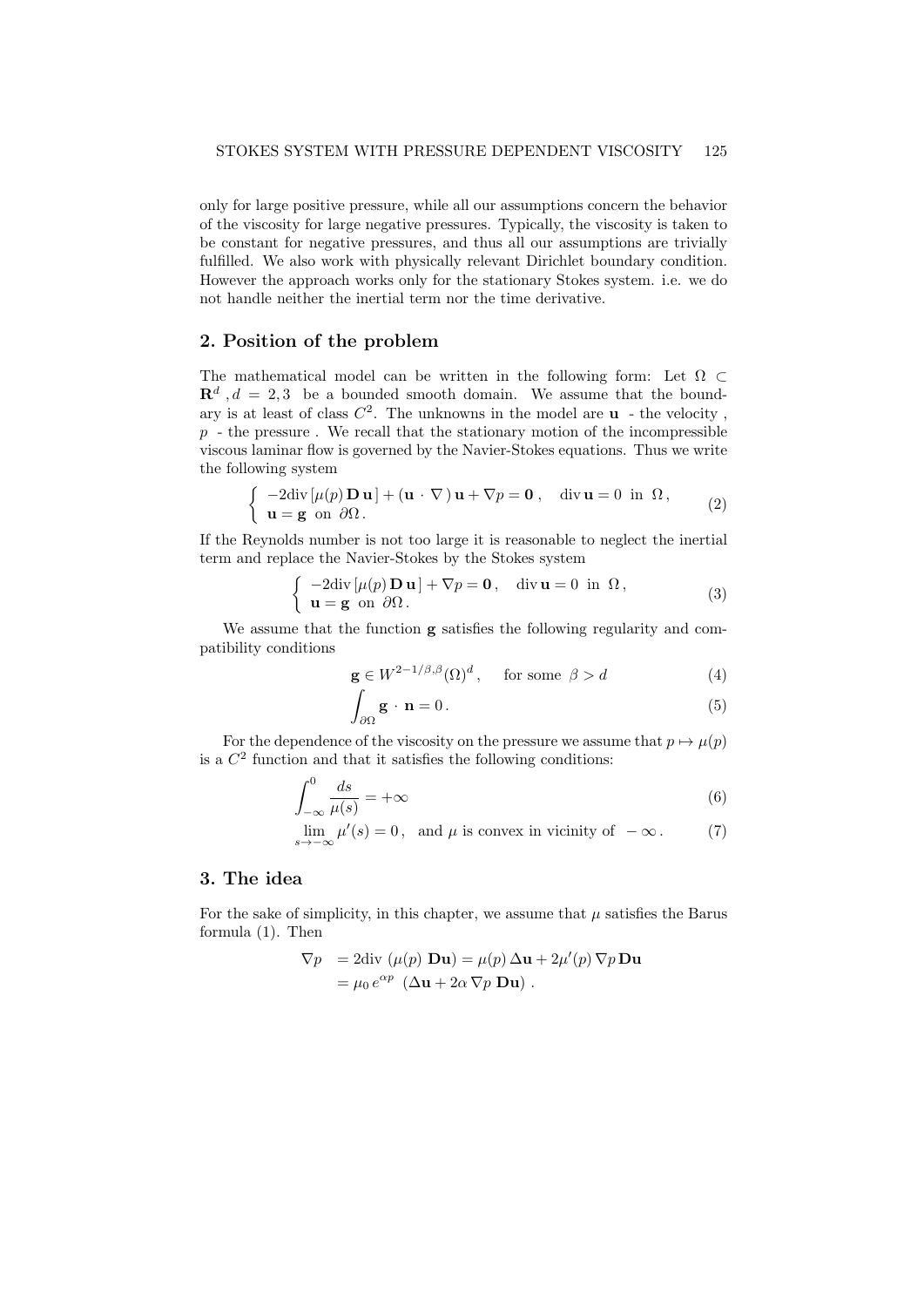only for large positive pressure, while all our assumptions concern the behavior of the viscosity for large negative pressures. Typically, the viscosity is taken to be constant for negative pressures, and thus all our assumptions are trivially fulfilled. We also work with physically relevant Dirichlet boundary condition. However the approach works only for the stationary Stokes system. i.e. we do not handle neither the inertial term nor the time derivative.

## 2. Position of the problem

The mathematical model can be written in the following form: Let $\Omega \subset \mathbf{R}^d$ , $d = 2, 3$ be a bounded smooth domain. We assume that the boundary is at least of class $C^2$. The unknowns in the model are $\mathbf{u}$ - the velocity , $p$ - the pressure . We recall that the stationary motion of the incompressible viscous laminar flow is governed by the Navier-Stokes equations. Thus we write the following system

$$
\begin{cases} -2\mathrm{div}\,[\mu(p)\,\mathbf{D}\,\mathbf{u}\,] + (\mathbf{u}\,\cdot\,\nabla\,)\,\mathbf{u} + \nabla p = \mathbf{0}\,, \quad \mathrm{div}\,\mathbf{u} = 0 \ \text{ in } \ \Omega\,, \\ \mathbf{u} = \mathbf{g} \ \text{ on } \ \partial\Omega\,. \end{cases} \tag{2}
$$

If the Reynolds number is not too large it is reasonable to neglect the inertial term and replace the Navier-Stokes by the Stokes system

$$
\begin{cases} -2\mathrm{div}\,[\mu(p)\,\mathbf{D}\,\mathbf{u}\,] + \nabla p = \mathbf{0}\,, \quad \mathrm{div}\,\mathbf{u} = 0 \ \text{ in } \ \Omega\,, \\ \mathbf{u} = \mathbf{g} \ \text{ on } \ \partial\Omega\,. \end{cases} \tag{3}
$$

We assume that the function $\mathbf{g}$ satisfies the following regularity and compatibility conditions

$$
\mathbf{g} \in W^{2-1/\beta,\beta}(\Omega)^d\,, \qquad \text{for some } \ \beta > d \tag{4}
$$

$$
\int_{\partial\Omega} \mathbf{g}\,\cdot\,\mathbf{n} = 0\,. \tag{5}
$$

For the dependence of the viscosity on the pressure we assume that $p \mapsto \mu(p)$ is a $C^2$ function and that it satisfies the following conditions:

$$
\int_{-\infty}^{0} \frac{ds}{\mu(s)} = +\infty \tag{6}
$$

$$
\lim_{s\to-\infty} \mu'(s) = 0\,, \quad \text{and } \mu \text{ is convex in vicinity of } \ -\infty\,. \tag{7}
$$

## 3. The idea

For the sake of simplicity, in this chapter, we assume that $\mu$ satisfies the Barus formula (1). Then

$$
\begin{aligned}
\nabla p \ &= 2\mathrm{div}\ (\mu(p)\ \mathbf{D}\mathbf{u}) = \mu(p)\,\Delta\mathbf{u} + 2\mu'(p)\,\nabla p\,\mathbf{D}\mathbf{u} \\
&= \mu_0\, e^{\alpha p}\ \left(\Delta\mathbf{u} + 2\alpha\,\nabla p\ \mathbf{D}\mathbf{u}\right)\,.
\end{aligned}
$$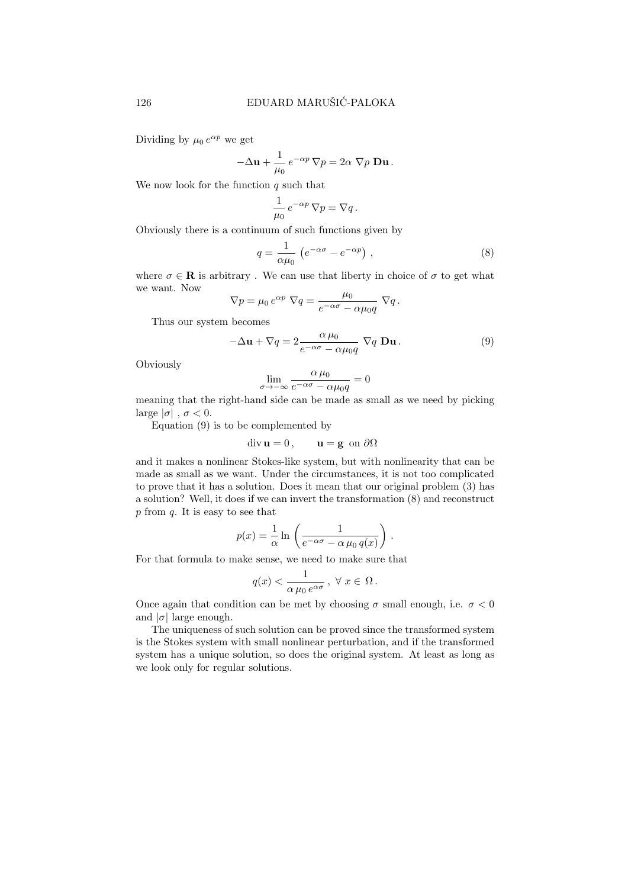Dividing by $\mu_0\, e^{\alpha p}$ we get

$$-\Delta \mathbf{u} + \frac{1}{\mu_0}\, e^{-\alpha p}\, \nabla p = 2\alpha\; \nabla p\; \mathbf{D}\mathbf{u}\,.$$

We now look for the function $q$ such that

$$\frac{1}{\mu_0}\, e^{-\alpha p}\, \nabla p = \nabla q\,.$$

Obviously there is a continuum of such functions given by

$$q = \frac{1}{\alpha \mu_0}\, \left( e^{-\alpha \sigma} - e^{-\alpha p} \right)\,, \tag{8}$$

where $\sigma \in \mathbf{R}$ is arbitrary . We can use that liberty in choice of $\sigma$ to get what we want. Now

$$\nabla p = \mu_0\, e^{\alpha p}\; \nabla q = \frac{\mu_0}{e^{-\alpha \sigma} - \alpha \mu_0 q}\; \nabla q\,.$$

Thus our system becomes

$$-\Delta \mathbf{u} + \nabla q = 2 \frac{\alpha\, \mu_0}{e^{-\alpha\sigma} - \alpha \mu_0 q}\; \nabla q\; \mathbf{D}\mathbf{u}\,. \tag{9}$$

Obviously

$$\lim_{\sigma \to -\infty} \frac{\alpha\, \mu_0}{e^{-\alpha\sigma} - \alpha \mu_0 q} = 0$$

meaning that the right-hand side can be made as small as we need by picking large $|\sigma|$ , $\sigma < 0$.

Equation (9) is to be complemented by

$$\operatorname{div} \mathbf{u} = 0\,, \qquad \mathbf{u} = \mathbf{g} \;\text{ on } \partial\Omega$$

and it makes a nonlinear Stokes-like system, but with nonlinearity that can be made as small as we want. Under the circumstances, it is not too complicated to prove that it has a solution. Does it mean that our original problem (3) has a solution? Well, it does if we can invert the transformation (8) and reconstruct $p$ from $q$. It is easy to see that

$$p(x) = \frac{1}{\alpha} \ln \left( \frac{1}{e^{-\alpha\sigma} - \alpha\, \mu_0\, q(x)} \right)\,.$$

For that formula to make sense, we need to make sure that

$$q(x) < \frac{1}{\alpha\, \mu_0\, e^{\alpha\sigma}}\,,\; \forall\; x \in\; \Omega\,.$$

Once again that condition can be met by choosing $\sigma$ small enough, i.e. $\sigma < 0$ and $|\sigma|$ large enough.

The uniqueness of such solution can be proved since the transformed system is the Stokes system with small nonlinear perturbation, and if the transformed system has a unique solution, so does the original system. At least as long as we look only for regular solutions.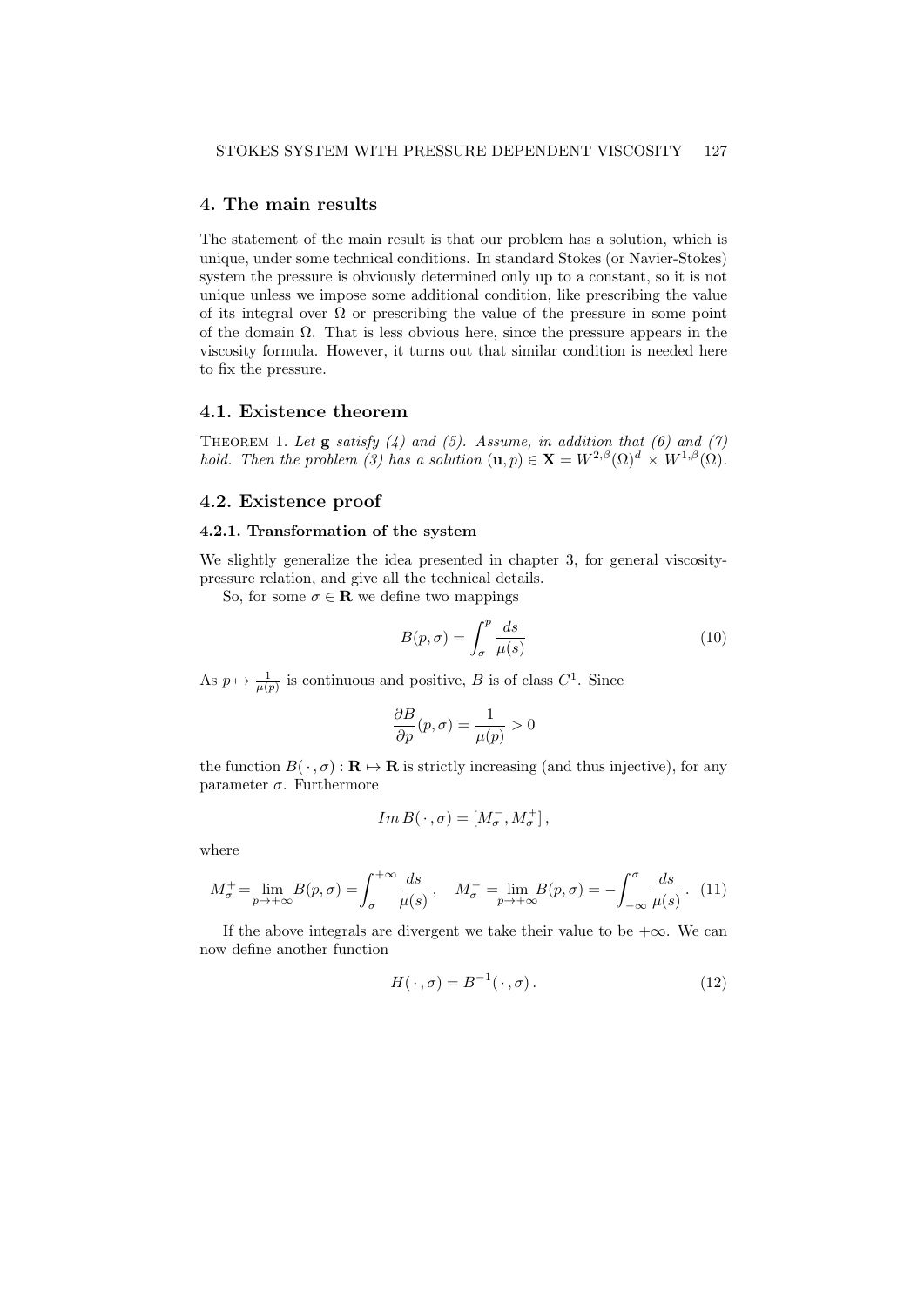## 4. The main results

The statement of the main result is that our problem has a solution, which is unique, under some technical conditions. In standard Stokes (or Navier-Stokes) system the pressure is obviously determined only up to a constant, so it is not unique unless we impose some additional condition, like prescribing the value of its integral over $\Omega$ or prescribing the value of the pressure in some point of the domain $\Omega$. That is less obvious here, since the pressure appears in the viscosity formula. However, it turns out that similar condition is needed here to fix the pressure.

### 4.1. Existence theorem

Theorem 1. *Let* $\mathbf{g}$ *satisfy (4) and (5). Assume, in addition that (6) and (7) hold. Then the problem (3) has a solution* $(\mathbf{u}, p) \in \mathbf{X} = W^{2,\beta}(\Omega)^d \times W^{1,\beta}(\Omega)$.

### 4.2. Existence proof

#### 4.2.1. Transformation of the system

We slightly generalize the idea presented in chapter 3, for general viscosity-pressure relation, and give all the technical details.

So, for some $\sigma \in \mathbf{R}$ we define two mappings

$$B(p, \sigma) = \int_{\sigma}^{p} \frac{ds}{\mu(s)} \tag{10}$$

As $p \mapsto \frac{1}{\mu(p)}$ is continuous and positive, $B$ is of class $C^1$. Since

$$\frac{\partial B}{\partial p}(p, \sigma) = \frac{1}{\mu(p)} > 0$$

the function $B(\,\cdot\,, \sigma) : \mathbf{R} \mapsto \mathbf{R}$ is strictly increasing (and thus injective), for any parameter $\sigma$. Furthermore

$$Im\, B(\,\cdot\,, \sigma) = [M_{\sigma}^{-}, M_{\sigma}^{+}]\,,$$

where

$$M_{\sigma}^{+} = \lim_{p \to +\infty} B(p, \sigma) = \int_{\sigma}^{+\infty} \frac{ds}{\mu(s)}\,, \quad M_{\sigma}^{-} = \lim_{p \to +\infty} B(p, \sigma) = -\int_{-\infty}^{\sigma} \frac{ds}{\mu(s)}\,. \tag{11}$$

If the above integrals are divergent we take their value to be $+\infty$. We can now define another function

$$H(\,\cdot\,, \sigma) = B^{-1}(\,\cdot\,, \sigma)\,. \tag{12}$$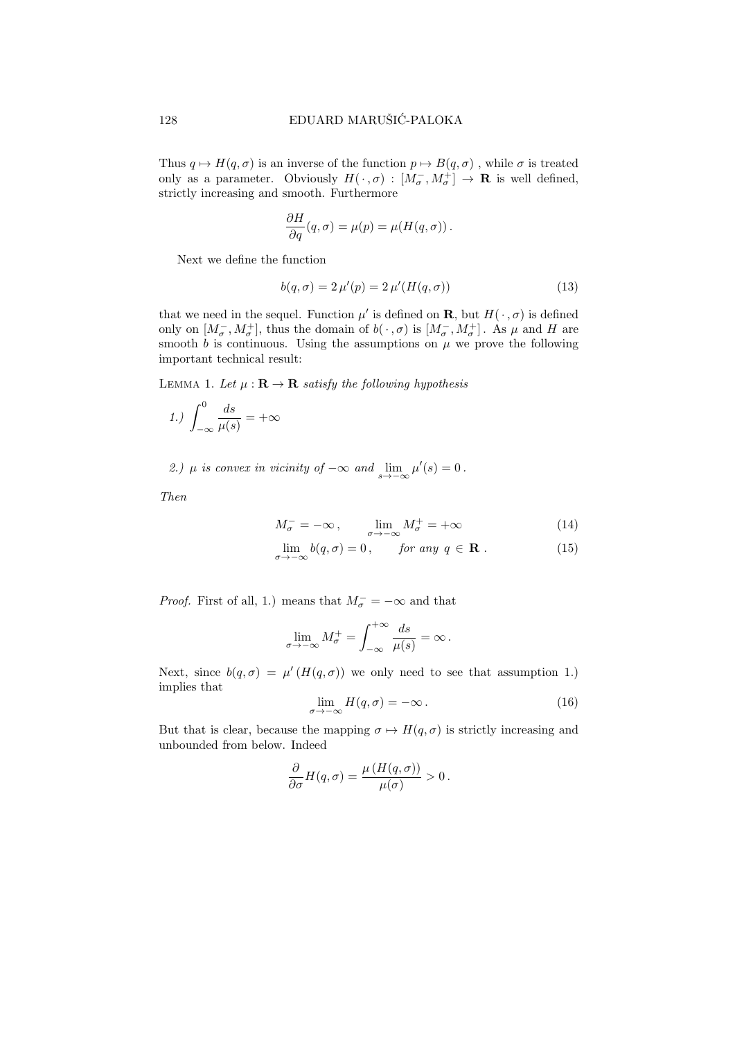Thus $q \mapsto H(q,\sigma)$ is an inverse of the function $p \mapsto B(q,\sigma)$ , while $\sigma$ is treated only as a parameter. Obviously $H(\,\cdot\,,\sigma) : [M_\sigma^-, M_\sigma^+] \to \mathbf{R}$ is well defined, strictly increasing and smooth. Furthermore

$$\frac{\partial H}{\partial q}(q,\sigma) = \mu(p) = \mu(H(q,\sigma))\,.$$

Next we define the function

$$b(q,\sigma) = 2\,\mu'(p) = 2\,\mu'(H(q,\sigma)) \tag{13}$$

that we need in the sequel. Function $\mu'$ is defined on $\mathbf{R}$, but $H(\,\cdot\,,\sigma)$ is defined only on $[M_\sigma^-, M_\sigma^+]$, thus the domain of $b(\,\cdot\,,\sigma)$ is $[M_\sigma^-, M_\sigma^+]$. As $\mu$ and $H$ are smooth $b$ is continuous. Using the assumptions on $\mu$ we prove the following important technical result:

Lemma 1. *Let $\mu : \mathbf{R} \to \mathbf{R}$ satisfy the following hypothesis*

*1.)* $\displaystyle\int_{-\infty}^{0} \frac{ds}{\mu(s)} = +\infty$

*2.) $\mu$ is convex in vicinity of $-\infty$ and* $\displaystyle\lim_{s\to-\infty} \mu'(s) = 0$.

*Then*

$$M_\sigma^- = -\infty\,, \qquad \lim_{\sigma\to-\infty} M_\sigma^+ = +\infty \tag{14}$$

$$\lim_{\sigma\to-\infty} b(q,\sigma) = 0\,, \qquad \textit{for any } q \in \mathbf{R}\,. \tag{15}$$

*Proof.* First of all, 1.) means that $M_\sigma^- = -\infty$ and that

$$\lim_{\sigma\to-\infty} M_\sigma^+ = \int_{-\infty}^{+\infty} \frac{ds}{\mu(s)} = \infty\,.$$

Next, since $b(q,\sigma) = \mu'\,(H(q,\sigma))$ we only need to see that assumption 1.) implies that

$$\lim_{\sigma\to-\infty} H(q,\sigma) = -\infty\,. \tag{16}$$

But that is clear, because the mapping $\sigma \mapsto H(q,\sigma)$ is strictly increasing and unbounded from below. Indeed

$$\frac{\partial}{\partial\sigma} H(q,\sigma) = \frac{\mu\,(H(q,\sigma))}{\mu(\sigma)} > 0\,.$$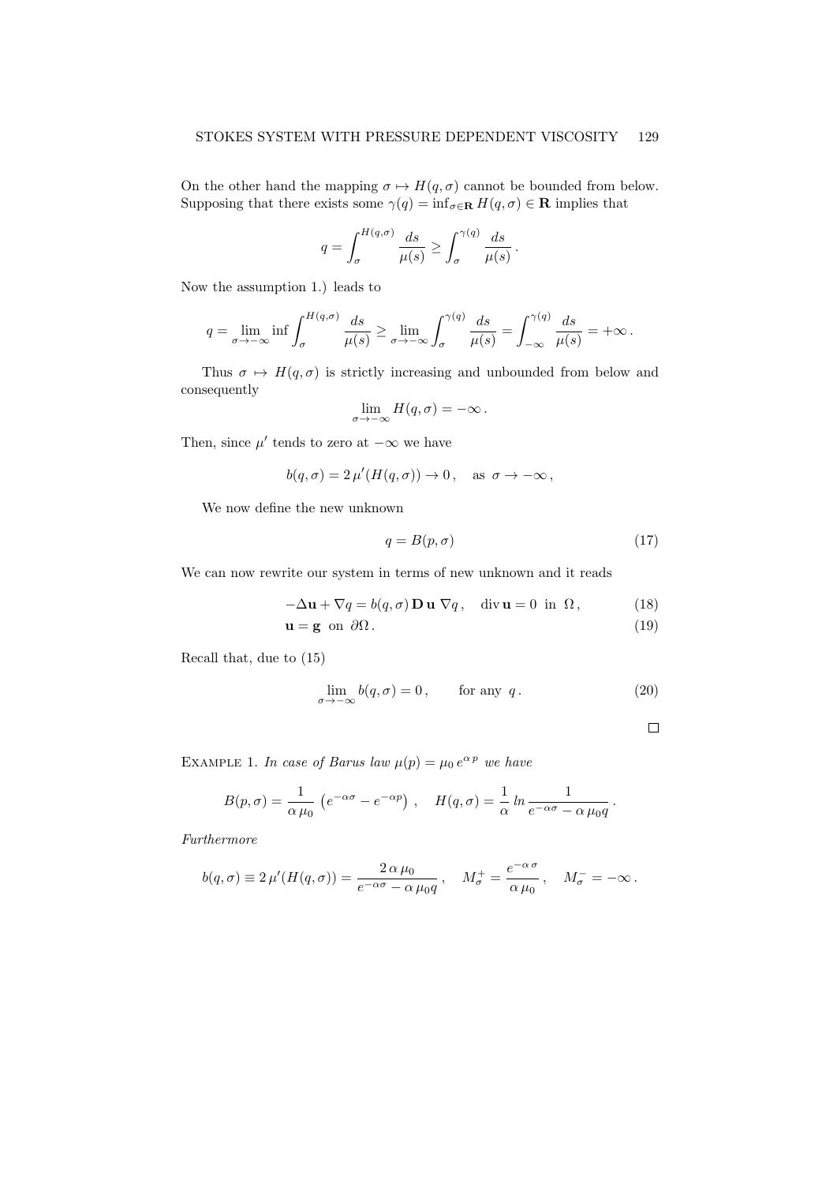On the other hand the mapping $\sigma \mapsto H(q,\sigma)$ cannot be bounded from below. Supposing that there exists some $\gamma(q) = \inf_{\sigma \in \mathbf{R}} H(q,\sigma) \in \mathbf{R}$ implies that

$$q = \int_{\sigma}^{H(q,\sigma)} \frac{ds}{\mu(s)} \geq \int_{\sigma}^{\gamma(q)} \frac{ds}{\mu(s)} .$$

Now the assumption 1.) leads to

$$q = \lim_{\sigma \to -\infty} \inf \int_{\sigma}^{H(q,\sigma)} \frac{ds}{\mu(s)} \geq \lim_{\sigma \to -\infty} \int_{\sigma}^{\gamma(q)} \frac{ds}{\mu(s)} = \int_{-\infty}^{\gamma(q)} \frac{ds}{\mu(s)} = +\infty .$$

Thus $\sigma \mapsto H(q,\sigma)$ is strictly increasing and unbounded from below and consequently

$$\lim_{\sigma \to -\infty} H(q,\sigma) = -\infty .$$

Then, since $\mu'$ tends to zero at $-\infty$ we have

$$b(q,\sigma) = 2\,\mu'(H(q,\sigma)) \to 0 , \quad \text{as } \sigma \to -\infty ,$$

We now define the new unknown

$$q = B(p,\sigma) \tag{17}$$

We can now rewrite our system in terms of new unknown and it reads

$$-\Delta \mathbf{u} + \nabla q = b(q,\sigma)\, \mathbf{D}\,\mathbf{u}\, \nabla q , \quad \operatorname{div} \mathbf{u} = 0 \ \text{ in } \ \Omega , \tag{18}$$

$$\mathbf{u} = \mathbf{g} \ \text{ on } \ \partial\Omega . \tag{19}$$

Recall that, due to (15)

$$\lim_{\sigma \to -\infty} b(q,\sigma) = 0 , \qquad \text{for any } \ q . \tag{20}$$

□

Example 1. *In case of Barus law $\mu(p) = \mu_0\, e^{\alpha\, p}$ we have*

$$B(p,\sigma) = \frac{1}{\alpha\,\mu_0} \left( e^{-\alpha\sigma} - e^{-\alpha p} \right) , \quad H(q,\sigma) = \frac{1}{\alpha}\, ln \frac{1}{e^{-\alpha\sigma} - \alpha\,\mu_0 q} .$$

*Furthermore*

$$b(q,\sigma) \equiv 2\,\mu'(H(q,\sigma)) = \frac{2\,\alpha\,\mu_0}{e^{-\alpha\sigma} - \alpha\,\mu_0 q} , \quad M_\sigma^+ = \frac{e^{-\alpha\,\sigma}}{\alpha\,\mu_0} , \quad M_\sigma^- = -\infty .$$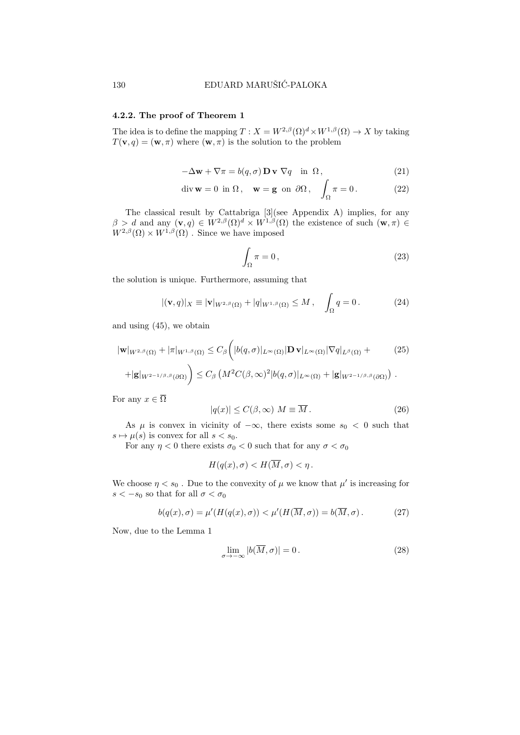#### 4.2.2. The proof of Theorem 1

The idea is to define the mapping $T : X = W^{2,\beta}(\Omega)^d \times W^{1,\beta}(\Omega) \to X$ by taking $T(\mathbf{v}, q) = (\mathbf{w}, \pi)$ where $(\mathbf{w}, \pi)$ is the solution to the problem

$$-\Delta \mathbf{w} + \nabla \pi = b(q, \sigma)\, \mathbf{D}\, \mathbf{v}\ \nabla q \quad \text{in } \Omega\,, \tag{21}$$

$$\operatorname{div} \mathbf{w} = 0 \ \text{ in } \Omega\,, \quad \mathbf{w} = \mathbf{g} \ \text{ on } \partial\Omega\,, \quad \int_\Omega \pi = 0\,. \tag{22}$$

The classical result by Cattabriga [3](see Appendix A) implies, for any $\beta > d$ and any $(\mathbf{v}, q) \in W^{2,\beta}(\Omega)^d \times W^{1,\beta}(\Omega)$ the existence of such $(\mathbf{w}, \pi) \in W^{2,\beta}(\Omega) \times W^{1,\beta}(\Omega)$ . Since we have imposed

$$\int_\Omega \pi = 0\,, \tag{23}$$

the solution is unique. Furthermore, assuming that

$$|(\mathbf{v}, q)|_X \equiv |\mathbf{v}|_{W^{2,\beta}(\Omega)} + |q|_{W^{1,\beta}(\Omega)} \le M\,, \quad \int_\Omega q = 0\,. \tag{24}$$

and using (45), we obtain

$$\begin{aligned}
|\mathbf{w}|_{W^{2,\beta}(\Omega)} + |\pi|_{W^{1,\beta}(\Omega)} &\le C_\beta \bigg( |b(q,\sigma)|_{L^\infty(\Omega)} |\mathbf{D}\, \mathbf{v}|_{L^\infty(\Omega)} |\nabla q|_{L^\beta(\Omega)} + \\
+ |\mathbf{g}|_{W^{2-1/\beta,\beta}(\partial\Omega)} \bigg) &\le C_\beta \left( M^2 C(\beta,\infty)^2 |b(q,\sigma)|_{L^\infty(\Omega)} + |\mathbf{g}|_{W^{2-1/\beta,\beta}(\partial\Omega)} \right) .
\end{aligned} \tag{25}$$

For any $x \in \overline{\Omega}$

$$|q(x)| \le C(\beta, \infty)\ M \equiv \overline{M}\,. \tag{26}$$

As $\mu$ is convex in vicinity of $-\infty$, there exists some $s_0 < 0$ such that $s \mapsto \mu(s)$ is convex for all $s < s_0$.

For any $\eta < 0$ there exists $\sigma_0 < 0$ such that for any $\sigma < \sigma_0$

$$H(q(x), \sigma) < H(\overline{M}, \sigma) < \eta\,.$$

We choose $\eta < s_0$ . Due to the convexity of $\mu$ we know that $\mu'$ is increasing for $s < -s_0$ so that for all $\sigma < \sigma_0$

$$b(q(x), \sigma) = \mu'(H(q(x), \sigma)) < \mu'(H(\overline{M}, \sigma)) = b(\overline{M}, \sigma)\,. \tag{27}$$

Now, due to the Lemma 1

$$\lim_{\sigma \to -\infty} |b(\overline{M}, \sigma)| = 0\,. \tag{28}$$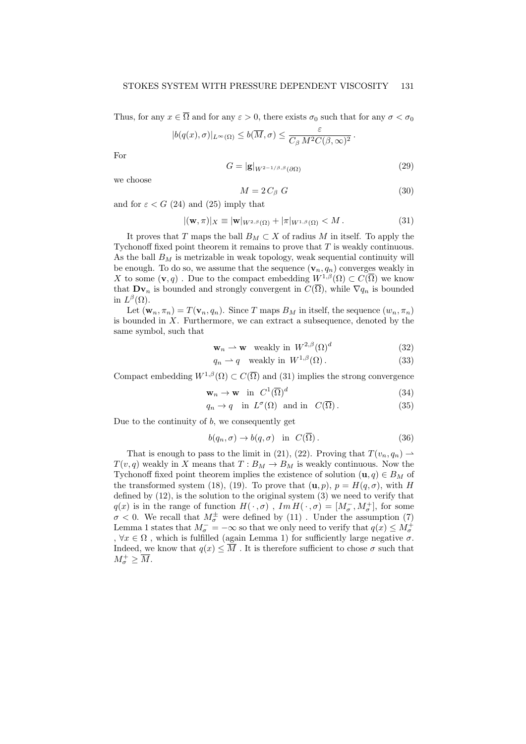Thus, for any $x \in \overline{\Omega}$ and for any $\varepsilon > 0$, there exists $\sigma_0$ such that for any $\sigma < \sigma_0$

$$|b(q(x), \sigma)|_{L^\infty(\Omega)} \leq b(\overline{M}, \sigma) \leq \frac{\varepsilon}{C_\beta \, M^2 C(\beta, \infty)^2} \, .$$

For

$$G = |\mathbf{g}|_{W^{2-1/\beta, \beta}(\partial\Omega)} \tag{29}$$

we choose

$$M = 2 \, C_\beta \; G \tag{30}$$

and for $\varepsilon < G$ (24) and (25) imply that

$$|(\mathbf{w}, \pi)|_X \equiv |\mathbf{w}|_{W^{2,\beta}(\Omega)} + |\pi|_{W^{1,\beta}(\Omega)} < M \, . \tag{31}$$

It proves that $T$ maps the ball $B_M \subset X$ of radius $M$ in itself. To apply the Tychonoff fixed point theorem it remains to prove that $T$ is weakly continuous. As the ball $B_M$ is metrizable in weak topology, weak sequential continuity will be enough. To do so, we assume that the sequence $(\mathbf{v}_n, q_n)$ converges weakly in $X$ to some $(\mathbf{v}, q)$ . Due to the compact embedding $W^{1,\beta}(\Omega) \subset C(\overline{\Omega})$ we know that $\mathbf{D}\mathbf{v}_n$ is bounded and strongly convergent in $C(\overline{\Omega})$, while $\nabla q_n$ is bounded in $L^\beta(\Omega)$.

Let $(\mathbf{w}_n, \pi_n) = T(\mathbf{v}_n, q_n)$. Since $T$ maps $B_M$ in itself, the sequence $(w_n, \pi_n)$ is bounded in $X$. Furthermore, we can extract a subsequence, denoted by the same symbol, such that

$$\mathbf{w}_n \rightharpoonup \mathbf{w} \quad \text{weakly in } \; W^{2,\beta}(\Omega)^d \tag{32}$$

$$q_n \rightharpoonup q \quad \text{weakly in } \; W^{1,\beta}(\Omega) \, . \tag{33}$$

Compact embedding $W^{1,\beta}(\Omega) \subset C(\overline{\Omega})$ and (31) implies the strong convergence

$$\mathbf{w}_n \to \mathbf{w} \quad \text{in } \; C^1(\overline{\Omega})^d \tag{34}$$

$$q_n \to q \quad \text{in } \; L^\sigma(\Omega) \;\; \text{and in } \;\; C(\overline{\Omega}) \, . \tag{35}$$

Due to the continuity of $b$, we consequently get

$$b(q_n, \sigma) \to b(q, \sigma) \quad \text{in } \; C(\overline{\Omega}) \, . \tag{36}$$

That is enough to pass to the limit in (21), (22). Proving that $T(v_n, q_n) \rightharpoonup T(v, q)$ weakly in $X$ means that $T : B_M \to B_M$ is weakly continuous. Now the Tychonoff fixed point theorem implies the existence of solution $(\mathbf{u}, q) \in B_M$ of the transformed system (18), (19). To prove that $(\mathbf{u}, p)$, $p = H(q, \sigma)$, with $H$ defined by (12), is the solution to the original system (3) we need to verify that $q(x)$ is in the range of function $H(\,\cdot\,, \sigma)$ , $Im\, H(\,\cdot\,, \sigma) = [M_\sigma^-, M_\sigma^+]$, for some $\sigma < 0$. We recall that $M_\sigma^\pm$ were defined by (11) . Under the assumption (7) Lemma 1 states that $M_\sigma^- = -\infty$ so that we only need to verify that $q(x) \leq M_\sigma^+$ , $\forall x \in \Omega$ , which is fulfilled (again Lemma 1) for sufficiently large negative $\sigma$. Indeed, we know that $q(x) \leq \overline{M}$ . It is therefore sufficient to chose $\sigma$ such that $M_\sigma^+ \geq \overline{M}$.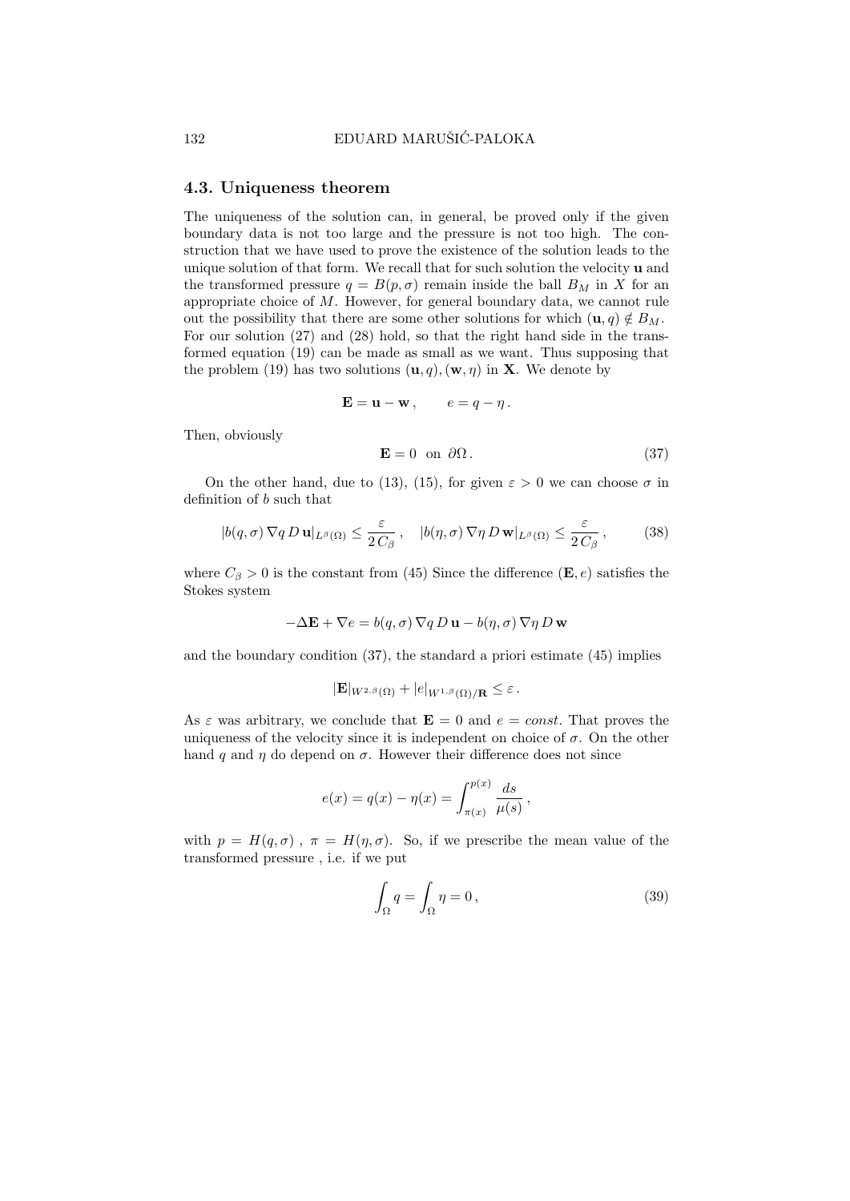## 4.3. Uniqueness theorem

The uniqueness of the solution can, in general, be proved only if the given boundary data is not too large and the pressure is not too high. The construction that we have used to prove the existence of the solution leads to the unique solution of that form. We recall that for such solution the velocity $\mathbf{u}$ and the transformed pressure $q = B(p, \sigma)$ remain inside the ball $B_M$ in $X$ for an appropriate choice of $M$. However, for general boundary data, we cannot rule out the possibility that there are some other solutions for which $(\mathbf{u}, q) \notin B_M$. For our solution (27) and (28) hold, so that the right hand side in the transformed equation (19) can be made as small as we want. Thus supposing that the problem (19) has two solutions $(\mathbf{u}, q), (\mathbf{w}, \eta)$ in $\mathbf{X}$. We denote by

$$\mathbf{E} = \mathbf{u} - \mathbf{w}\,, \qquad e = q - \eta\,.$$

Then, obviously

$$\mathbf{E} = 0 \quad \text{on } \partial\Omega\,. \tag{37}$$

On the other hand, due to (13), (15), for given $\varepsilon > 0$ we can choose $\sigma$ in definition of $b$ such that

$$|b(q,\sigma)\, \nabla q\, D\, \mathbf{u}|_{L^\beta(\Omega)} \leq \frac{\varepsilon}{2\, C_\beta}\,, \quad |b(\eta,\sigma)\, \nabla \eta\, D\, \mathbf{w}|_{L^\beta(\Omega)} \leq \frac{\varepsilon}{2\, C_\beta}\,, \tag{38}$$

where $C_\beta > 0$ is the constant from (45) Since the difference $(\mathbf{E}, e)$ satisfies the Stokes system

$$-\Delta \mathbf{E} + \nabla e = b(q,\sigma)\, \nabla q\, D\, \mathbf{u} - b(\eta,\sigma)\, \nabla \eta\, D\, \mathbf{w}$$

and the boundary condition (37), the standard a priori estimate (45) implies

$$|\mathbf{E}|_{W^{2,\beta}(\Omega)} + |e|_{W^{1,\beta}(\Omega)/\mathbf{R}} \leq \varepsilon\,.$$

As $\varepsilon$ was arbitrary, we conclude that $\mathbf{E} = 0$ and $e = const$. That proves the uniqueness of the velocity since it is independent on choice of $\sigma$. On the other hand $q$ and $\eta$ do depend on $\sigma$. However their difference does not since

$$e(x) = q(x) - \eta(x) = \int_{\pi(x)}^{p(x)} \frac{ds}{\mu(s)}\,,$$

with $p = H(q, \sigma)$ , $\pi = H(\eta, \sigma)$. So, if we prescribe the mean value of the transformed pressure , i.e. if we put

$$\int_\Omega q = \int_\Omega \eta = 0\,, \tag{39}$$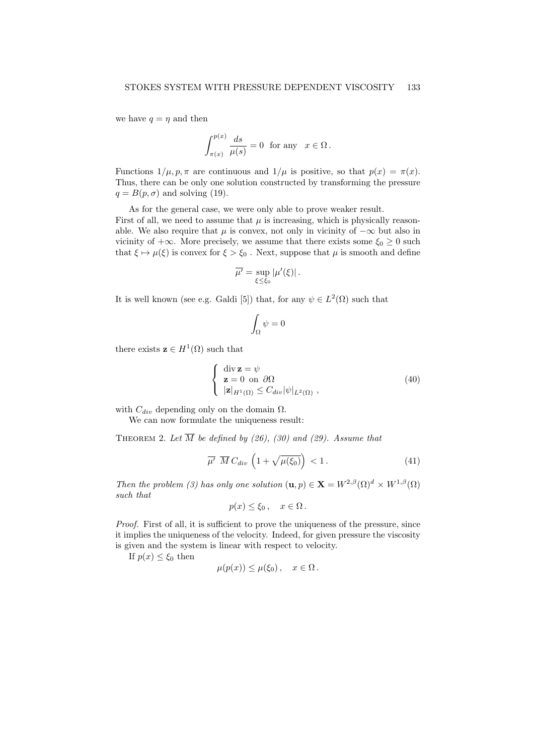we have $q = \eta$ and then

$$\int_{\pi(x)}^{p(x)} \frac{ds}{\mu(s)} = 0 \ \text{ for any } \ x \in \Omega\,.$$

Functions $1/\mu, p, \pi$ are continuous and $1/\mu$ is positive, so that $p(x) = \pi(x)$. Thus, there can be only one solution constructed by transforming the pressure $q = B(p, \sigma)$ and solving (19).

As for the general case, we were only able to prove weaker result. First of all, we need to assume that $\mu$ is increasing, which is physically reasonable. We also require that $\mu$ is convex, not only in vicinity of $-\infty$ but also in vicinity of $+\infty$. More precisely, we assume that there exists some $\xi_0 \geq 0$ such that $\xi \mapsto \mu(\xi)$ is convex for $\xi > \xi_0$ . Next, suppose that $\mu$ is smooth and define

$$\overline{\mu'} = \sup_{\xi \leq \xi_0} |\mu'(\xi)|\,.$$

It is well known (see e.g. Galdi [5]) that, for any $\psi \in L^2(\Omega)$ such that

$$\int_\Omega \psi = 0$$

there exists $\mathbf{z} \in H^1(\Omega)$ such that

$$\left\{ \begin{array}{l} \operatorname{div} \mathbf{z} = \psi \\ \mathbf{z} = 0 \ \text{ on } \ \partial\Omega \\ |\mathbf{z}|_{H^1(\Omega)} \leq C_{div} |\psi|_{L^2(\Omega)} \ , \end{array} \right. \tag{40}$$

with $C_{div}$ depending only on the domain $\Omega$.

We can now formulate the uniqueness result:

Theorem 2. *Let $\overline{M}$ be defined by (26), (30) and (29). Assume that*

$$\overline{\mu'} \ \overline{M}\, C_{div} \left(1 + \sqrt{\mu(\xi_0)}\right) < 1\,. \tag{41}$$

*Then the problem (3) has only one solution $(\mathbf{u}, p) \in \mathbf{X} = W^{2,\beta}(\Omega)^d \times W^{1,\beta}(\Omega)$ such that*

$$p(x) \leq \xi_0\,, \quad x \in \Omega\,.$$

*Proof.* First of all, it is sufficient to prove the uniqueness of the pressure, since it implies the uniqueness of the velocity. Indeed, for given pressure the viscosity is given and the system is linear with respect to velocity.

If $p(x) \leq \xi_0$ then

$$\mu(p(x)) \leq \mu(\xi_0)\,, \quad x \in \Omega\,.$$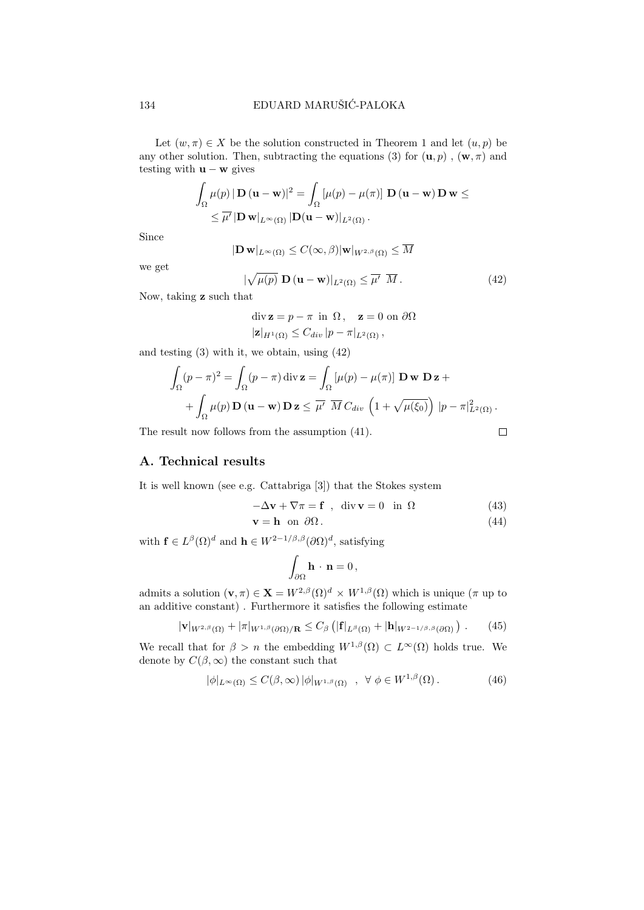Let $(w, \pi) \in X$ be the solution constructed in Theorem 1 and let $(u, p)$ be any other solution. Then, subtracting the equations (3) for $(\mathbf{u}, p)$ , $(\mathbf{w}, \pi)$ and testing with $\mathbf{u} - \mathbf{w}$ gives

$$\int_\Omega \mu(p)\,|\,\mathbf{D}\,(\mathbf{u}-\mathbf{w})|^2 = \int_\Omega [\mu(p)-\mu(\pi)]\;\mathbf{D}\,(\mathbf{u}-\mathbf{w})\,\mathbf{D}\,\mathbf{w} \le$$
$$\le \overline{\mu'}\,|\mathbf{D}\,\mathbf{w}|_{L^\infty(\Omega)}\,|\mathbf{D}(\mathbf{u}-\mathbf{w})|_{L^2(\Omega)}\,.$$

Since

$$|\mathbf{D}\,\mathbf{w}|_{L^\infty(\Omega)} \le C(\infty,\beta)|\mathbf{w}|_{W^{2,\beta}(\Omega)} \le \overline{M}$$

we get

$$|\sqrt{\mu(p)}\;\mathbf{D}\,(\mathbf{u}-\mathbf{w})|_{L^2(\Omega)} \le \overline{\mu'}\;\overline{M}\,. \tag{42}$$

Now, taking $\mathbf{z}$ such that

$$\operatorname{div}\mathbf{z} = p-\pi \;\text{ in }\; \Omega\,, \quad \mathbf{z}=0 \text{ on } \partial\Omega$$
$$|\mathbf{z}|_{H^1(\Omega)} \le C_{div}\,|p-\pi|_{L^2(\Omega)}\,,$$

and testing (3) with it, we obtain, using (42)

$$\int_\Omega (p-\pi)^2 = \int_\Omega (p-\pi)\operatorname{div}\mathbf{z} = \int_\Omega [\mu(p)-\mu(\pi)]\;\mathbf{D}\,\mathbf{w}\;\mathbf{D}\,\mathbf{z}\, +$$
$$+\int_\Omega \mu(p)\,\mathbf{D}\,(\mathbf{u}-\mathbf{w})\,\mathbf{D}\,\mathbf{z} \le \overline{\mu'}\;\overline{M}\,C_{div}\,\left(1+\sqrt{\mu(\xi_0)}\right)\,|p-\pi|^2_{L^2(\Omega)}\,.$$

The result now follows from the assumption (41). $\square$

## A. Technical results

It is well known (see e.g. Cattabriga [3]) that the Stokes system

$$-\Delta\mathbf{v} + \nabla\pi = \mathbf{f}\;\;,\;\;\operatorname{div}\mathbf{v} = 0 \;\;\text{in}\;\; \Omega \tag{43}$$
$$\mathbf{v} = \mathbf{h}\;\;\text{on}\;\;\partial\Omega\,. \tag{44}$$

with $\mathbf{f} \in L^\beta(\Omega)^d$ and $\mathbf{h} \in W^{2-1/\beta,\beta}(\partial\Omega)^d$, satisfying

$$\int_{\partial\Omega} \mathbf{h}\,\cdot\,\mathbf{n} = 0\,,$$

admits a solution $(\mathbf{v}, \pi) \in \mathbf{X} = W^{2,\beta}(\Omega)^d \times W^{1,\beta}(\Omega)$ which is unique ($\pi$ up to an additive constant) . Furthermore it satisfies the following estimate

$$|\mathbf{v}|_{W^{2,\beta}(\Omega)} + |\pi|_{W^{1,\beta}(\partial\Omega)/\mathbf{R}} \le C_\beta\left(|\mathbf{f}|_{L^\beta(\Omega)} + |\mathbf{h}|_{W^{2-1/\beta,\beta}(\partial\Omega)}\right)\,. \tag{45}$$

We recall that for $\beta > n$ the embedding $W^{1,\beta}(\Omega) \subset L^\infty(\Omega)$ holds true. We denote by $C(\beta,\infty)$ the constant such that

$$|\phi|_{L^\infty(\Omega)} \le C(\beta,\infty)\,|\phi|_{W^{1,\beta}(\Omega)}\;\;,\;\;\forall\;\phi\in W^{1,\beta}(\Omega)\,. \tag{46}$$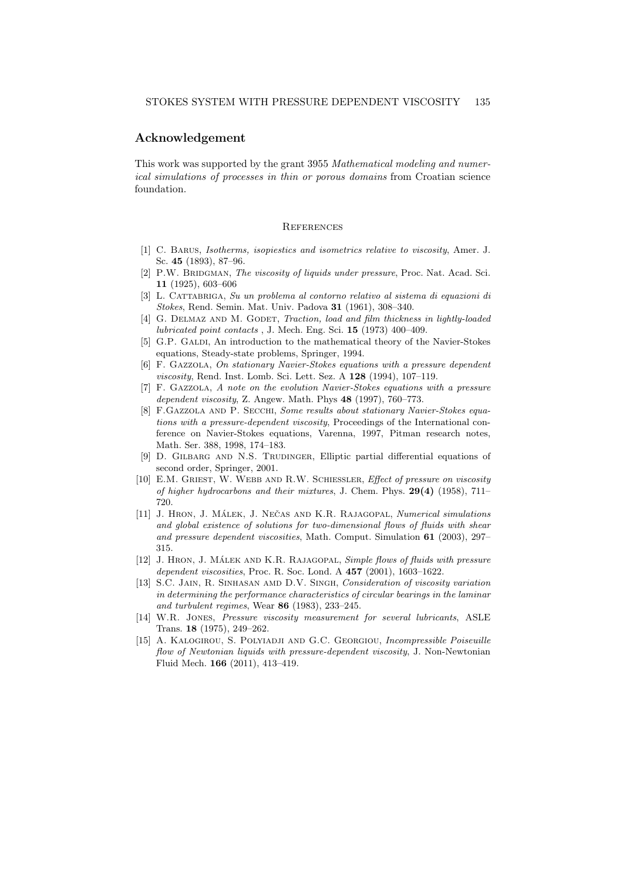## Acknowledgement

This work was supported by the grant 3955 *Mathematical modeling and numerical simulations of processes in thin or porous domains* from Croatian science foundation.

### References

[1] C. Barus, *Isotherms, isopiestics and isometrics relative to viscosity*, Amer. J. Sc. **45** (1893), 87–96.

[2] P.W. Bridgman, *The viscosity of liquids under pressure*, Proc. Nat. Acad. Sci. **11** (1925), 603–606

[3] L. Cattabriga, *Su un problema al contorno relativo al sistema di equazioni di Stokes*, Rend. Semin. Mat. Univ. Padova **31** (1961), 308–340.

[4] G. Delmaz and M. Godet, *Traction, load and film thickness in lightly-loaded lubricated point contacts* , J. Mech. Eng. Sci. **15** (1973) 400–409.

[5] G.P. Galdi, An introduction to the mathematical theory of the Navier-Stokes equations, Steady-state problems, Springer, 1994.

[6] F. Gazzola, *On stationary Navier-Stokes equations with a pressure dependent viscosity*, Rend. Inst. Lomb. Sci. Lett. Sez. A **128** (1994), 107–119.

[7] F. Gazzola, *A note on the evolution Navier-Stokes equations with a pressure dependent viscosity*, Z. Angew. Math. Phys **48** (1997), 760–773.

[8] F.Gazzola and P. Secchi, *Some results about stationary Navier-Stokes equations with a pressure-dependent viscosity*, Proceedings of the International conference on Navier-Stokes equations, Varenna, 1997, Pitman research notes, Math. Ser. 388, 1998, 174–183.

[9] D. Gilbarg and N.S. Trudinger, Elliptic partial differential equations of second order, Springer, 2001.

[10] E.M. Griest, W. Webb and R.W. Schiessler, *Effect of pressure on viscosity of higher hydrocarbons and their mixtures*, J. Chem. Phys. **29(4)** (1958), 711–720.

[11] J. Hron, J. Málek, J. Nečas and K.R. Rajagopal, *Numerical simulations and global existence of solutions for two-dimensional flows of fluids with shear and pressure dependent viscosities*, Math. Comput. Simulation **61** (2003), 297–315.

[12] J. Hron, J. Málek and K.R. Rajagopal, *Simple flows of fluids with pressure dependent viscosities*, Proc. R. Soc. Lond. A **457** (2001), 1603–1622.

[13] S.C. Jain, R. Sinhasan amd D.V. Singh, *Consideration of viscosity variation in determining the performance characteristics of circular bearings in the laminar and turbulent regimes*, Wear **86** (1983), 233–245.

[14] W.R. Jones, *Pressure viscosity measurement for several lubricants*, ASLE Trans. **18** (1975), 249–262.

[15] A. Kalogirou, S. Polyiadji and G.C. Georgiou, *Incompressible Poiseuille flow of Newtonian liquids with pressure-dependent viscosity*, J. Non-Newtonian Fluid Mech. **166** (2011), 413–419.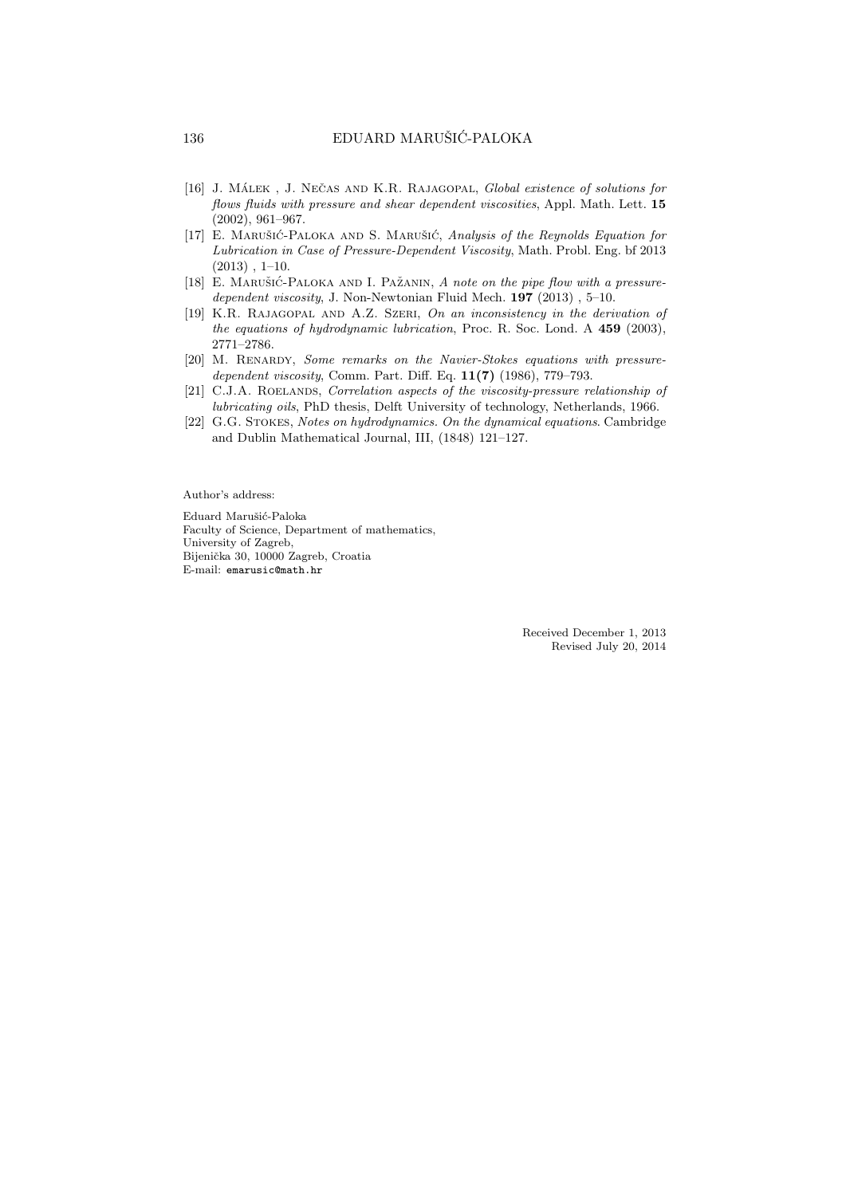[16] J. Málek , J. Nečas and K.R. Rajagopal, *Global existence of solutions for flows fluids with pressure and shear dependent viscosities*, Appl. Math. Lett. **15** (2002), 961–967.

[17] E. Marušić-Paloka and S. Marušić, *Analysis of the Reynolds Equation for Lubrication in Case of Pressure-Dependent Viscosity*, Math. Probl. Eng. bf 2013 (2013) , 1–10.

[18] E. Marušić-Paloka and I. Pažanin, *A note on the pipe flow with a pressure-dependent viscosity*, J. Non-Newtonian Fluid Mech. **197** (2013) , 5–10.

[19] K.R. Rajagopal and A.Z. Szeri, *On an inconsistency in the derivation of the equations of hydrodynamic lubrication*, Proc. R. Soc. Lond. A **459** (2003), 2771–2786.

[20] M. Renardy, *Some remarks on the Navier-Stokes equations with pressure-dependent viscosity*, Comm. Part. Diff. Eq. **11(7)** (1986), 779–793.

[21] C.J.A. Roelands, *Correlation aspects of the viscosity-pressure relationship of lubricating oils*, PhD thesis, Delft University of technology, Netherlands, 1966.

[22] G.G. Stokes, *Notes on hydrodynamics. On the dynamical equations*. Cambridge and Dublin Mathematical Journal, III, (1848) 121–127.

Author's address:

Eduard Marušić-Paloka
Faculty of Science, Department of mathematics,
University of Zagreb,
Bijenička 30, 10000 Zagreb, Croatia
E-mail: emarusic@math.hr

Received December 1, 2013
Revised July 20, 2014